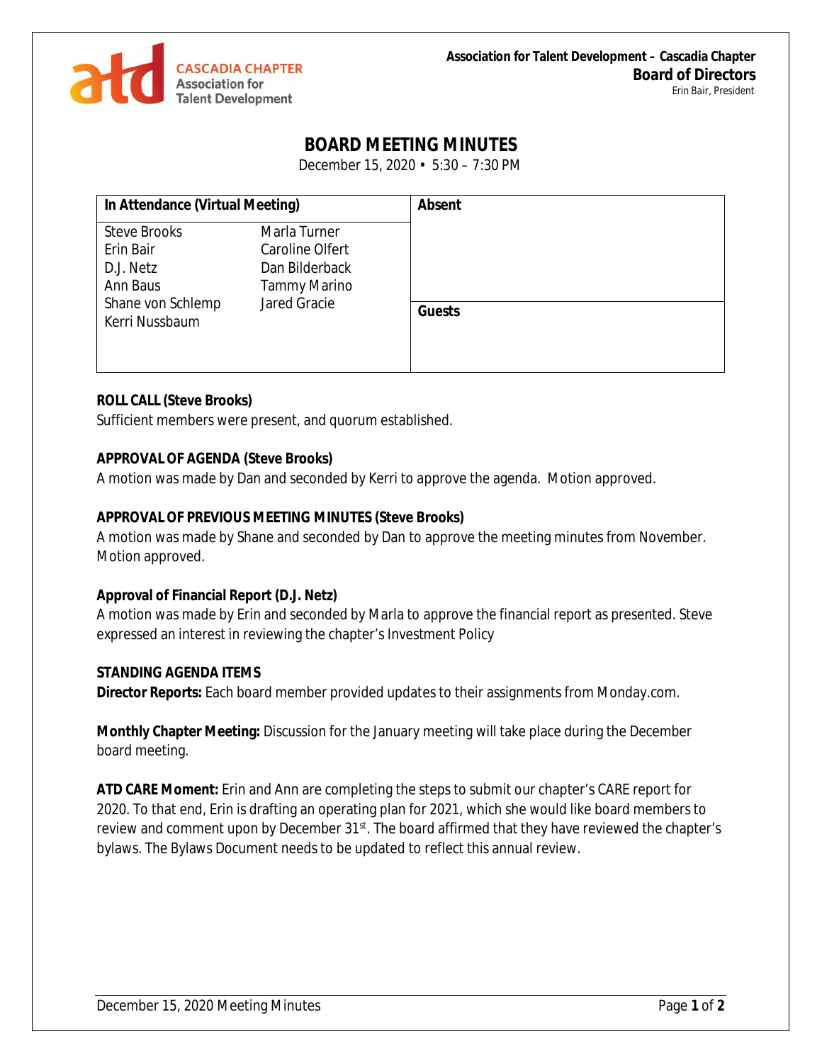Association for Talent Development – Cascadia Chapter
**Board of Directors**
*Erin Bair, President*

# BOARD MEETING MINUTES

December 15, 2020 • 5:30 – 7:30 PM

| In Attendance (Virtual Meeting) | | Absent |
|---|---|---|
| Steve Brooks | Marla Turner | |
| Erin Bair | Caroline Olfert | |
| D.J. Netz | Dan Bilderback | |
| Ann Baus | Tammy Marino | |
| Shane von Schlemp | Jared Gracie | **Guests** |
| Kerri Nussbaum | | |

**ROLL CALL (Steve Brooks)**
Sufficient members were present, and quorum established.

**APPROVAL OF AGENDA (Steve Brooks)**
A motion was made by Dan and seconded by Kerri to approve the agenda. Motion approved.

**APPROVAL OF PREVIOUS MEETING MINUTES (Steve Brooks)**
A motion was made by Shane and seconded by Dan to approve the meeting minutes from November. Motion approved.

**Approval of Financial Report (D.J. Netz)**
A motion was made by Erin and seconded by Marla to approve the financial report as presented. Steve expressed an interest in reviewing the chapter's Investment Policy

**STANDING AGENDA ITEMS**
**Director Reports:** Each board member provided updates to their assignments from Monday.com.

**Monthly Chapter Meeting:** Discussion for the January meeting will take place during the December board meeting.

**ATD CARE Moment:** Erin and Ann are completing the steps to submit our chapter's CARE report for 2020. To that end, Erin is drafting an operating plan for 2021, which she would like board members to review and comment upon by December 31st. The board affirmed that they have reviewed the chapter's bylaws. The Bylaws Document needs to be updated to reflect this annual review.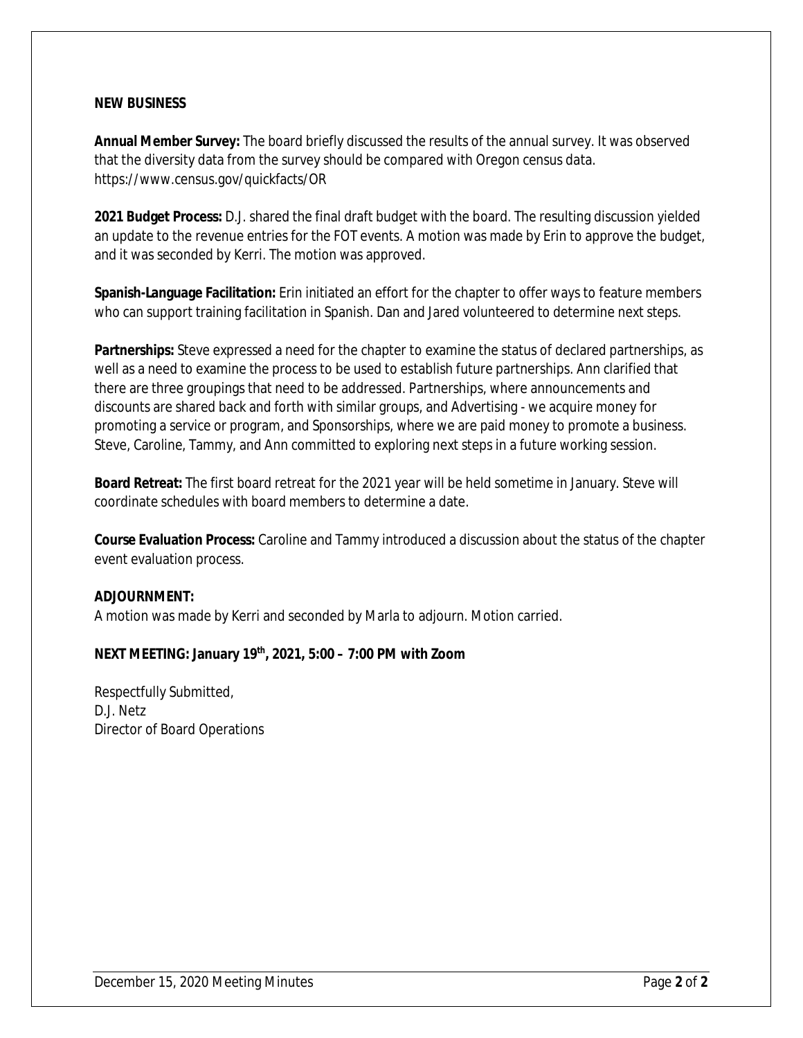**NEW BUSINESS**

**Annual Member Survey:** The board briefly discussed the results of the annual survey. It was observed that the diversity data from the survey should be compared with Oregon census data. https://www.census.gov/quickfacts/OR

**2021 Budget Process:** D.J. shared the final draft budget with the board. The resulting discussion yielded an update to the revenue entries for the FOT events. A motion was made by Erin to approve the budget, and it was seconded by Kerri. The motion was approved.

**Spanish-Language Facilitation:** Erin initiated an effort for the chapter to offer ways to feature members who can support training facilitation in Spanish. Dan and Jared volunteered to determine next steps.

**Partnerships:** Steve expressed a need for the chapter to examine the status of declared partnerships, as well as a need to examine the process to be used to establish future partnerships. Ann clarified that there are three groupings that need to be addressed. Partnerships, where announcements and discounts are shared back and forth with similar groups, and Advertising - we acquire money for promoting a service or program, and Sponsorships, where we are paid money to promote a business. Steve, Caroline, Tammy, and Ann committed to exploring next steps in a future working session.

**Board Retreat:** The first board retreat for the 2021 year will be held sometime in January. Steve will coordinate schedules with board members to determine a date.

**Course Evaluation Process:** Caroline and Tammy introduced a discussion about the status of the chapter event evaluation process.

**ADJOURNMENT:**
A motion was made by Kerri and seconded by Marla to adjourn. Motion carried.

**NEXT MEETING: January 19th, 2021, 5:00 – 7:00 PM with Zoom**

Respectfully Submitted,
D.J. Netz
Director of Board Operations